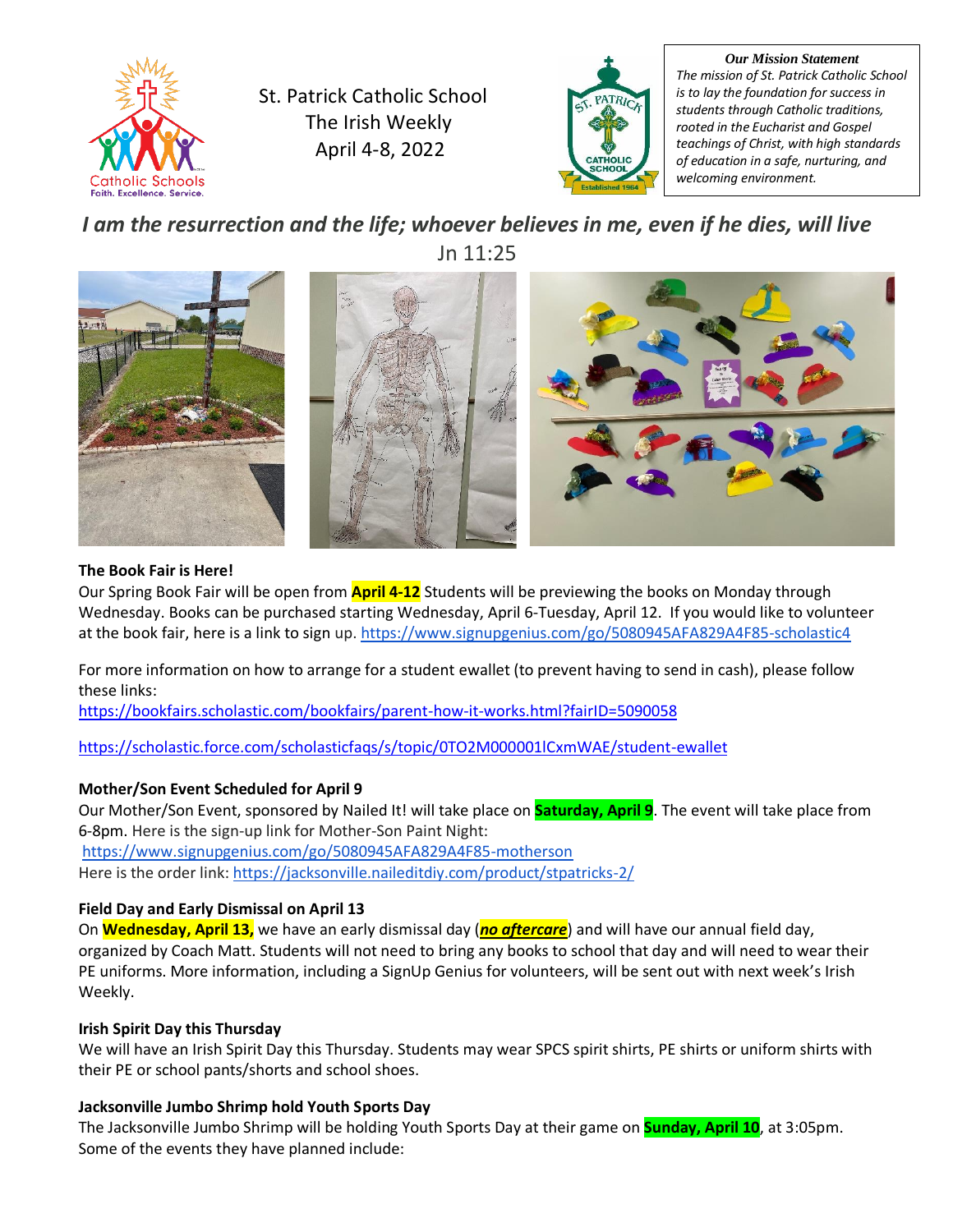St. Patrick Catholic School
The Irish Weekly
April 4-8, 2022

***Our Mission Statement***
*The mission of St. Patrick Catholic School is to lay the foundation for success in students through Catholic traditions, rooted in the Eucharist and Gospel teachings of Christ, with high standards of education in a safe, nurturing, and welcoming environment.*

***I am the resurrection and the life; whoever believes in me, even if he dies, will live***
Jn 11:25

**The Book Fair is Here!**
Our Spring Book Fair will be open from **April 4-12** Students will be previewing the books on Monday through Wednesday. Books can be purchased starting Wednesday, April 6-Tuesday, April 12. If you would like to volunteer at the book fair, here is a link to sign up. https://www.signupgenius.com/go/5080945AFA829A4F85-scholastic4

For more information on how to arrange for a student ewallet (to prevent having to send in cash), please follow these links:
https://bookfairs.scholastic.com/bookfairs/parent-how-it-works.html?fairID=5090058

https://scholastic.force.com/scholasticfaqs/s/topic/0TO2M000001lCxmWAE/student-ewallet

**Mother/Son Event Scheduled for April 9**
Our Mother/Son Event, sponsored by Nailed It! will take place on **Saturday, April 9**. The event will take place from 6-8pm. Here is the sign-up link for Mother-Son Paint Night:
https://www.signupgenius.com/go/5080945AFA829A4F85-motherson
Here is the order link: https://jacksonville.naileditdiy.com/product/stpatricks-2/

**Field Day and Early Dismissal on April 13**
On **Wednesday, April 13,** we have an early dismissal day (***no aftercare***) and will have our annual field day, organized by Coach Matt. Students will not need to bring any books to school that day and will need to wear their PE uniforms. More information, including a SignUp Genius for volunteers, will be sent out with next week's Irish Weekly.

**Irish Spirit Day this Thursday**
We will have an Irish Spirit Day this Thursday. Students may wear SPCS spirit shirts, PE shirts or uniform shirts with their PE or school pants/shorts and school shoes.

**Jacksonville Jumbo Shrimp hold Youth Sports Day**
The Jacksonville Jumbo Shrimp will be holding Youth Sports Day at their game on **Sunday, April 10**, at 3:05pm. Some of the events they have planned include: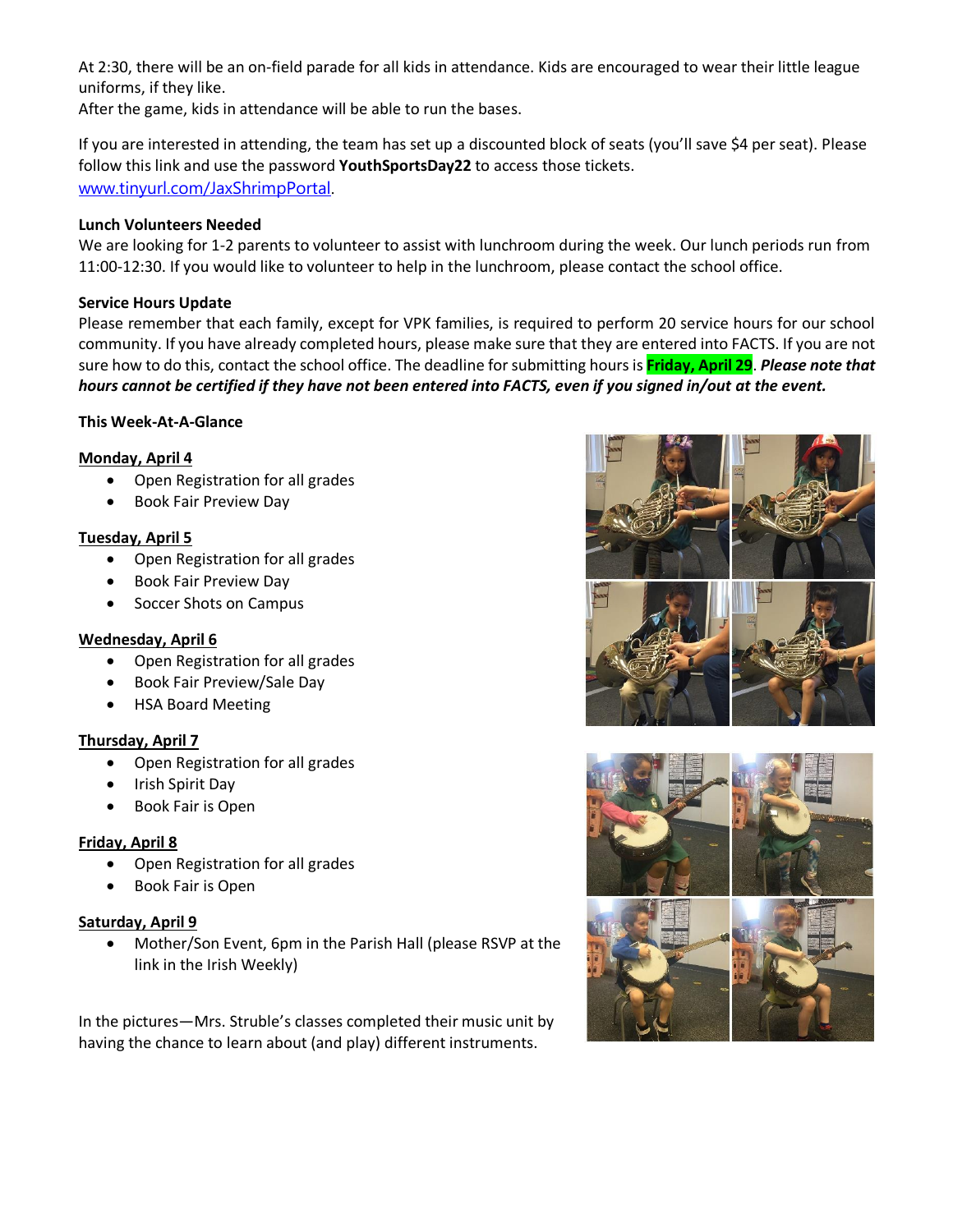At 2:30, there will be an on-field parade for all kids in attendance. Kids are encouraged to wear their little league uniforms, if they like.
After the game, kids in attendance will be able to run the bases.

If you are interested in attending, the team has set up a discounted block of seats (you'll save $4 per seat). Please follow this link and use the password **YouthSportsDay22** to access those tickets.
[www.tinyurl.com/JaxShrimpPortal](http://www.tinyurl.com/JaxShrimpPortal).

**Lunch Volunteers Needed**
We are looking for 1-2 parents to volunteer to assist with lunchroom during the week. Our lunch periods run from 11:00-12:30. If you would like to volunteer to help in the lunchroom, please contact the school office.

**Service Hours Update**
Please remember that each family, except for VPK families, is required to perform 20 service hours for our school community. If you have already completed hours, please make sure that they are entered into FACTS. If you are not sure how to do this, contact the school office. The deadline for submitting hours is **Friday, April 29**. ***Please note that hours cannot be certified if they have not been entered into FACTS, even if you signed in/out at the event.***

**This Week-At-A-Glance**

**Monday, April 4**
- Open Registration for all grades
- Book Fair Preview Day

**Tuesday, April 5**
- Open Registration for all grades
- Book Fair Preview Day
- Soccer Shots on Campus

**Wednesday, April 6**
- Open Registration for all grades
- Book Fair Preview/Sale Day
- HSA Board Meeting

**Thursday, April 7**
- Open Registration for all grades
- Irish Spirit Day
- Book Fair is Open

**Friday, April 8**
- Open Registration for all grades
- Book Fair is Open

**Saturday, April 9**
- Mother/Son Event, 6pm in the Parish Hall (please RSVP at the link in the Irish Weekly)

In the pictures—Mrs. Struble's classes completed their music unit by having the chance to learn about (and play) different instruments.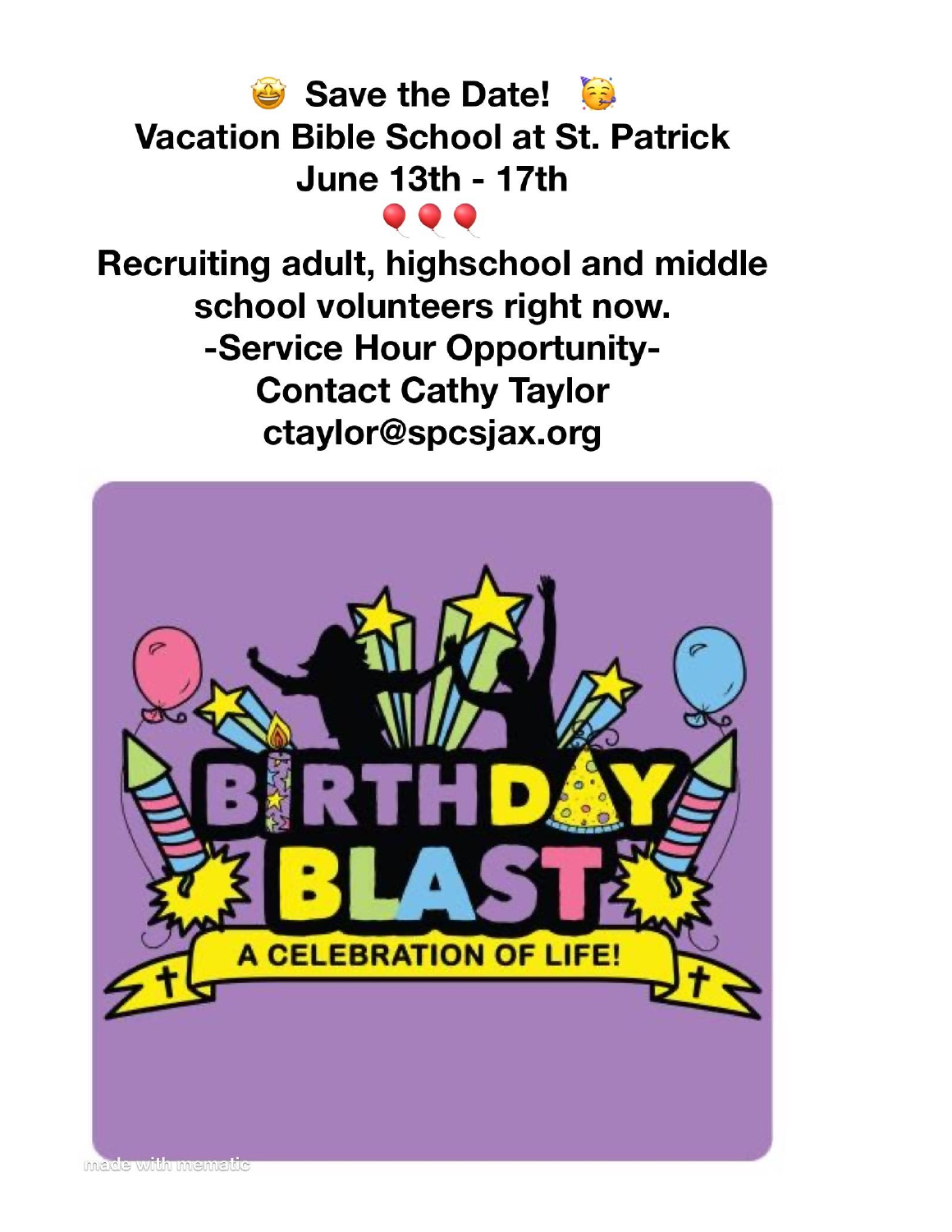🤩 Save the Date! 🥳

Vacation Bible School at St. Patrick

June 13th - 17th

🎈🎈🎈

Recruiting adult, highschool and middle school volunteers right now.

-Service Hour Opportunity-

Contact Cathy Taylor

ctaylor@spcsjax.org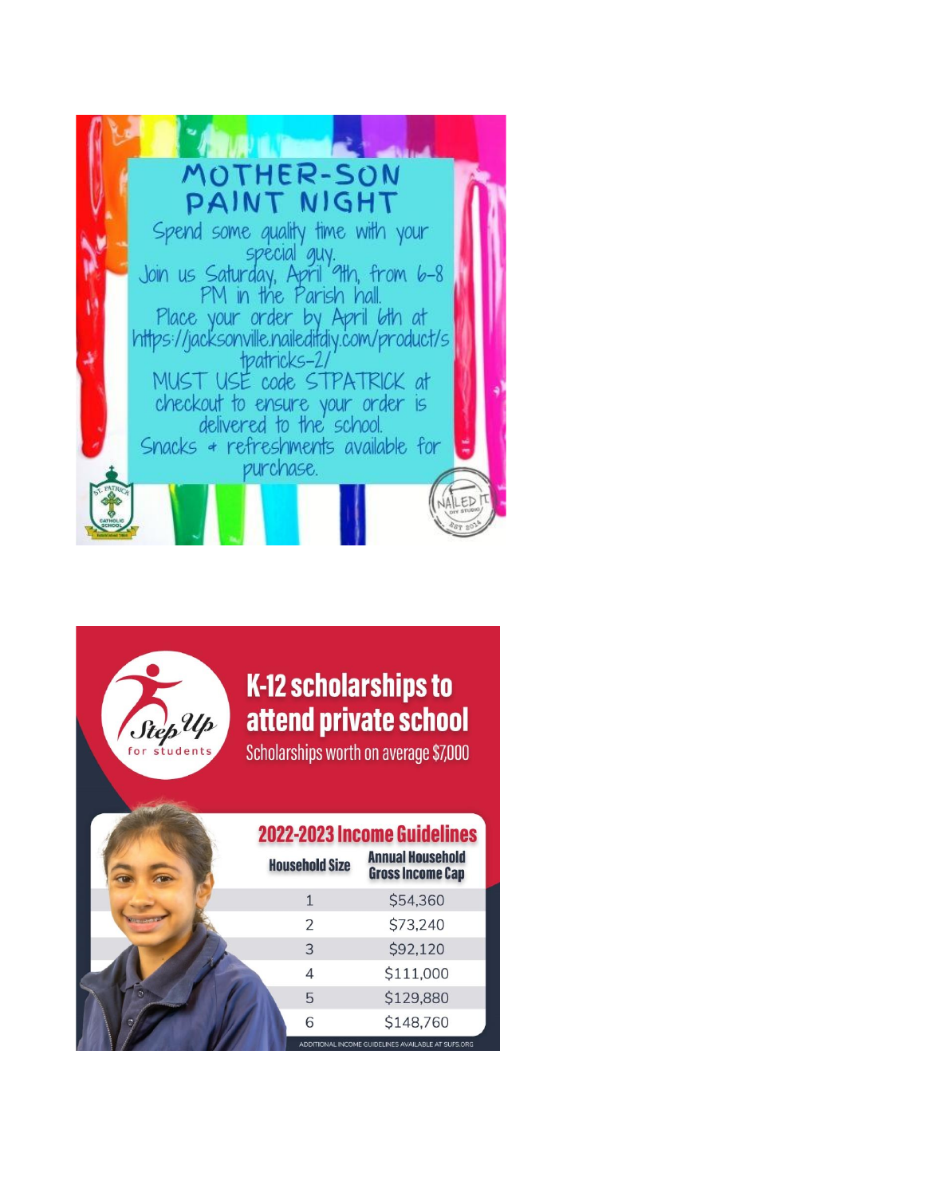# MOTHER-SON PAINT NIGHT

Spend some quality time with your special guy.

Join us Saturday, April 9th, from 6-8 PM in the Parish hall.

Place your order by April 6th at https://jacksonville.naileditdiy.com/product/stpatricks-2/

MUST USE code STPATRICK at checkout to ensure your order is delivered to the school.

Snacks + refreshments available for purchase.

# K-12 scholarships to attend private school

Step Up for students

Scholarships worth on average $7,000

## 2022-2023 Income Guidelines

| Household Size | Annual Household Gross Income Cap |
|---|---|
| 1 | $54,360 |
| 2 | $73,240 |
| 3 | $92,120 |
| 4 | $111,000 |
| 5 | $129,880 |
| 6 | $148,760 |

ADDITIONAL INCOME GUIDELINES AVAILABLE AT SUFS.ORG